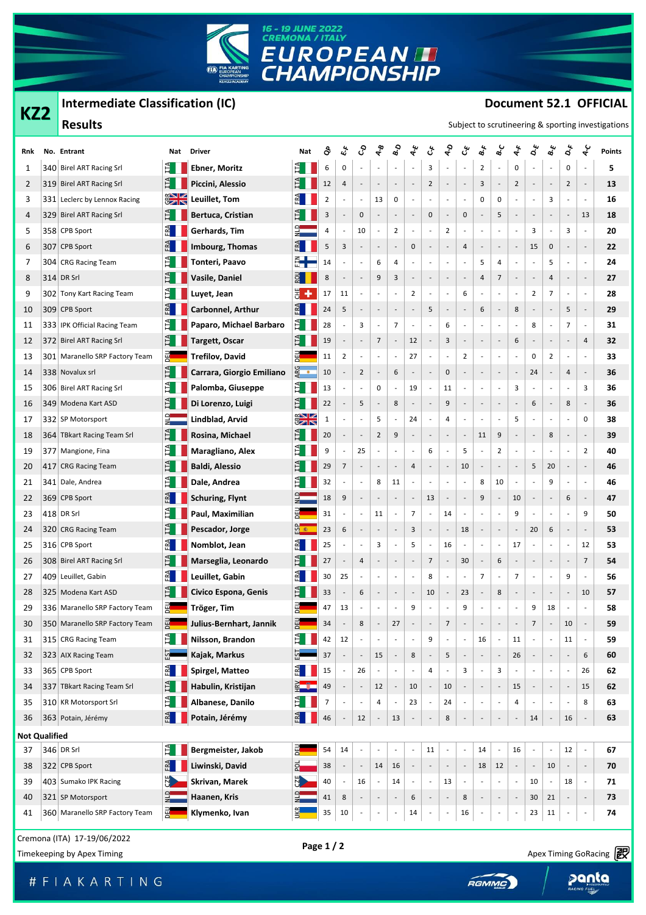16 - 19 JUNE 2022
CREMONA / ITALY
# EUROPEAN CHAMPIONSHIP

## KZ2

### Intermediate Classification (IC)

### Results

**Document 52.1 OFFICIAL**

Subject to scrutineering & sporting investigations

| Rnk | No. | Entrant | Nat | Driver | Nat | QP | E-F | C-D | A-B | B-D | A-E | C-F | A-D | C-E | B-F | B-C | A-F | D-E | B-E | D-F | A-C | Points |
|---|---|---|---|---|---|---|---|---|---|---|---|---|---|---|---|---|---|---|---|---|---|---|
| 1 | 340 | Birel ART Racing Srl | ITA | **Ebner, Moritz** | ITA | 6 | 0 | - | - | - | - | 3 | - | - | 2 | - | 0 | - | - | 0 | - | 5 |
| 2 | 319 | Birel ART Racing Srl | ITA | **Piccini, Alessio** | ITA | 12 | 4 | - | - | - | - | 2 | - | - | 3 | - | 2 | - | - | 2 | - | 13 |
| 3 | 331 | Leclerc by Lennox Racing | GBR | **Leuillet, Tom** | FRA | 2 | - | - | 13 | 0 | - | - | - | - | 0 | 0 | - | - | 3 | - | - | 16 |
| 4 | 329 | Birel ART Racing Srl | ITA | **Bertuca, Cristian** | ITA | 3 | - | 0 | - | - | - | 0 | - | 0 | - | 5 | - | - | - | - | 13 | 18 |
| 5 | 358 | CPB Sport | FRA | **Gerhards, Tim** | NLD | 4 | - | 10 | - | 2 | - | - | 2 | - | - | - | - | 3 | - | 3 | - | 20 |
| 6 | 307 | CPB Sport | FRA | **Imbourg, Thomas** | FRA | 5 | 3 | - | - | - | 0 | - | - | 4 | - | - | - | 15 | 0 | - | - | 22 |
| 7 | 304 | CRG Racing Team | ITA | **Tonteri, Paavo** | FIN | 14 | - | - | 6 | 4 | - | - | - | - | 5 | 4 | - | - | 5 | - | - | 24 |
| 8 | 314 | DR Srl | ITA | **Vasile, Daniel** | ROU | 8 | - | - | 9 | 3 | - | - | - | - | 4 | 7 | - | - | 4 | - | - | 27 |
| 9 | 302 | Tony Kart Racing Team | ITA | **Luyet, Jean** | CHE | 17 | 11 | - | - | - | 2 | - | - | 6 | - | - | - | 2 | 7 | - | - | 28 |
| 10 | 309 | CPB Sport | FRA | **Carbonnel, Arthur** | FRA | 24 | 5 | - | - | - | - | 5 | - | - | 6 | - | 8 | - | - | 5 | - | 29 |
| 11 | 333 | IPK Official Racing Team | ITA | **Paparo, Michael Barbaro** | ITA | 28 | - | 3 | - | 7 | - | - | 6 | - | - | - | - | 8 | - | 7 | - | 31 |
| 12 | 372 | Birel ART Racing Srl | ITA | **Targett, Oscar** | ITA | 19 | - | - | 7 | - | 12 | - | 3 | - | - | - | 6 | - | - | - | 4 | 32 |
| 13 | 301 | Maranello SRP Factory Team | DEU | **Trefilov, David** | DEU | 11 | 2 | - | - | - | 27 | - | - | 2 | - | - | - | 0 | 2 | - | - | 33 |
| 14 | 338 | Novalux srl | ITA | **Carrara, Giorgio Emiliano** | ARG | 10 | - | 2 | - | 6 | - | - | 0 | - | - | - | - | 24 | - | 4 | - | 36 |
| 15 | 306 | Birel ART Racing Srl | ITA | **Palomba, Giuseppe** | ITA | 13 | - | - | 0 | - | 19 | - | 11 | - | - | - | 3 | - | - | - | 3 | 36 |
| 16 | 349 | Modena Kart ASD | ITA | **Di Lorenzo, Luigi** | ITA | 22 | - | 5 | - | 8 | - | - | 9 | - | - | - | - | 6 | - | 8 | - | 36 |
| 17 | 332 | SP Motorsport | NLD | **Lindblad, Arvid** | GBR | 1 | - | - | 5 | - | 24 | - | 4 | - | - | - | 5 | - | - | - | 0 | 38 |
| 18 | 364 | TBkart Racing Team Srl | ITA | **Rosina, Michael** | ITA | 20 | - | - | 2 | 9 | - | - | - | - | 11 | 9 | - | - | 8 | - | - | 39 |
| 19 | 377 | Mangione, Fina | ITA | **Maragliano, Alex** | ITA | 9 | - | 25 | - | - | - | 6 | - | 5 | - | 2 | - | - | - | - | 2 | 40 |
| 20 | 417 | CRG Racing Team | ITA | **Baldi, Alessio** | ITA | 29 | 7 | - | - | - | 4 | - | - | 10 | - | - | - | 5 | 20 | - | - | 46 |
| 21 | 341 | Dale, Andrea | ITA | **Dale, Andrea** | ITA | 32 | - | - | 8 | 11 | - | - | - | - | 8 | 10 | - | - | 9 | - | - | 46 |
| 22 | 369 | CPB Sport | FRA | **Schuring, Flynt** | NLD | 18 | 9 | - | - | - | - | 13 | - | - | 9 | - | 10 | - | - | 6 | - | 47 |
| 23 | 418 | DR Srl | ITA | **Paul, Maximilian** | DEU | 31 | - | - | 11 | - | 7 | - | 14 | - | - | - | 9 | - | - | - | 9 | 50 |
| 24 | 320 | CRG Racing Team | ITA | **Pescador, Jorge** | ESP | 23 | 6 | - | - | - | 3 | - | - | 18 | - | - | - | 20 | 6 | - | - | 53 |
| 25 | 316 | CPB Sport | FRA | **Nomblot, Jean** | FRA | 25 | - | - | 3 | - | 5 | - | 16 | - | - | - | 17 | - | - | - | 12 | 53 |
| 26 | 308 | Birel ART Racing Srl | ITA | **Marseglia, Leonardo** | ITA | 27 | - | 4 | - | - | - | 7 | - | 30 | - | 6 | - | - | - | - | 7 | 54 |
| 27 | 409 | Leuillet, Gabin | FRA | **Leuillet, Gabin** | FRA | 30 | 25 | - | - | - | - | 8 | - | - | 7 | - | 7 | - | - | 9 | - | 56 |
| 28 | 325 | Modena Kart ASD | ITA | **Civico Espona, Genis** | ITA | 33 | - | 6 | - | - | - | 10 | - | 23 | - | 8 | - | - | - | - | 10 | 57 |
| 29 | 336 | Maranello SRP Factory Team | DEU | **Tröger, Tim** | DEU | 47 | 13 | - | - | - | 9 | - | - | 9 | - | - | - | 9 | 18 | - | - | 58 |
| 30 | 350 | Maranello SRP Factory Team | DEU | **Julius-Bernhart, Jannik** | DEU | 34 | - | 8 | - | 27 | - | - | 7 | - | - | - | - | 7 | - | 10 | - | 59 |
| 31 | 315 | CRG Racing Team | ITA | **Nilsson, Brandon** | ITA | 42 | 12 | - | - | - | - | 9 | - | - | 16 | - | 11 | - | - | 11 | - | 59 |
| 32 | 323 | AIX Racing Team | EST | **Kajak, Markus** | EST | 37 | - | - | 15 | - | 8 | - | 5 | - | - | - | 26 | - | - | - | 6 | 60 |
| 33 | 365 | CPB Sport | FRA | **Spirgel, Matteo** | FRA | 15 | - | 26 | - | - | - | 4 | - | 3 | - | 3 | - | - | - | - | 26 | 62 |
| 34 | 337 | TBkart Racing Team Srl | ITA | **Habulin, Kristijan** | HRV | 49 | - | - | 12 | - | 10 | - | 10 | - | - | - | 15 | - | - | - | 15 | 62 |
| 35 | 310 | KR Motorsport Srl | ITA | **Albanese, Danilo** | ITA | 7 | - | - | 4 | - | 23 | - | 24 | - | - | - | 4 | - | - | - | 8 | 63 |
| 36 | 363 | Potain, Jérémy | FRA | **Potain, Jérémy** | FRA | 46 | - | 12 | - | 13 | - | - | 8 | - | - | - | - | 14 | - | 16 | - | 63 |
| **Not Qualified** | | | | | | | | | | | | | | | | | | | | | | |
| 37 | 346 | DR Srl | ITA | **Bergmeister, Jakob** | DEU | 54 | 14 | - | - | - | - | 11 | - | - | 14 | - | 16 | - | - | 12 | - | 67 |
| 38 | 322 | CPB Sport | FRA | **Liwinski, David** | POL | 38 | - | - | 14 | 16 | - | - | - | - | 18 | 12 | - | - | 10 | - | - | 70 |
| 39 | 403 | Sumako IPK Racing | CZE | **Skrivan, Marek** | CZE | 40 | - | 16 | - | 14 | - | - | 13 | - | - | - | - | 10 | - | 18 | - | 71 |
| 40 | 321 | SP Motorsport | NLD | **Haanen, Kris** | NLD | 41 | 8 | - | - | - | 6 | - | - | 8 | - | - | - | 30 | 21 | - | - | 73 |
| 41 | 360 | Maranello SRP Factory Team | DEU | **Klymenko, Ivan** | UKR | 35 | 10 | - | - | - | 14 | - | - | 16 | - | - | - | 23 | 11 | - | - | 74 |

Cremona (ITA) 17-19/06/2022

Timekeeping by Apex Timing

Apex Timing GoRacing

# F I A K A R T I N G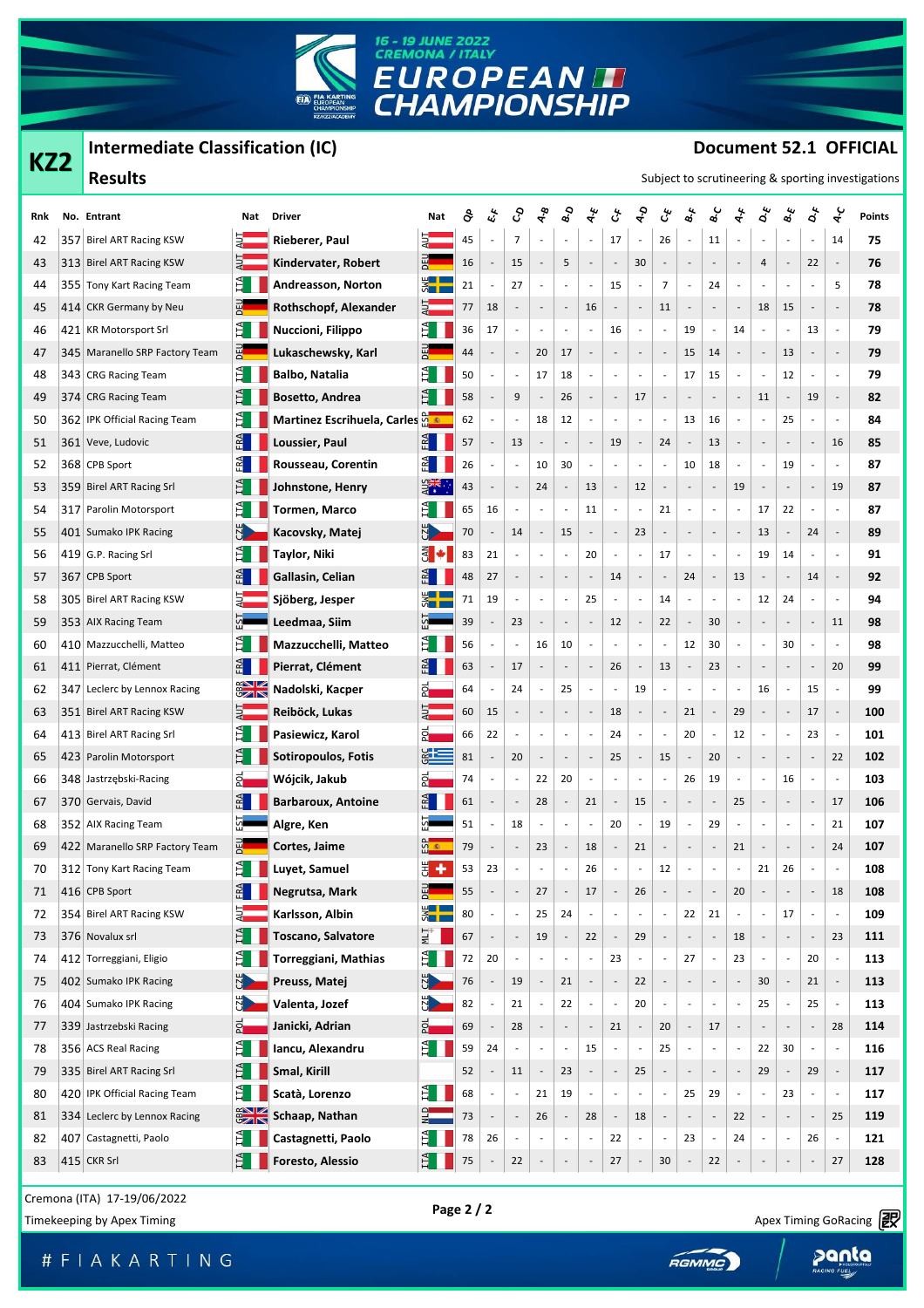16 - 19 JUNE 2022
CREMONA / ITALY
EUROPEAN CHAMPIONSHIP

# KZ2

## Intermediate Classification (IC)

## Results

**Document 52.1 OFFICIAL**

Subject to scrutineering & sporting investigations

| Rnk | No. | Entrant | Nat | Driver | Nat | QP | E-F | C-D | A-B | B-D | A-E | C-F | A-D | C-E | B-F | B-C | A-F | D-E | B-E | D-F | A-C | Points |
|---|---|---|---|---|---|---|---|---|---|---|---|---|---|---|---|---|---|---|---|---|---|---|
| 42 | 357 | Birel ART Racing KSW | AUT | **Rieberer, Paul** | AUT | 45 | - | 7 | - | - | - | 17 | - | 26 | - | 11 | - | - | - | - | 14 | **75** |
| 43 | 313 | Birel ART Racing KSW | AUT | **Kindervater, Robert** | DEU | 16 | - | 15 | - | 5 | - | - | 30 | - | - | - | - | 4 | - | 22 | - | **76** |
| 44 | 355 | Tony Kart Racing Team | ITA | **Andreasson, Norton** | SWE | 21 | - | 27 | - | - | - | 15 | - | 7 | - | 24 | - | - | - | - | 5 | **78** |
| 45 | 414 | CKR Germany by Neu | DEU | **Rothschopf, Alexander** | AUT | 77 | 18 | - | - | - | 16 | - | - | 11 | - | - | - | 18 | 15 | - | - | **78** |
| 46 | 421 | KR Motorsport Srl | ITA | **Nuccioni, Filippo** | ITA | 36 | 17 | - | - | - | - | 16 | - | - | 19 | - | 14 | - | - | 13 | - | **79** |
| 47 | 345 | Maranello SRP Factory Team | DEU | **Lukaschewsky, Karl** | DEU | 44 | - | - | 20 | 17 | - | - | - | - | 15 | 14 | - | - | 13 | - | - | **79** |
| 48 | 343 | CRG Racing Team | ITA | **Balbo, Natalia** | ITA | 50 | - | - | 17 | 18 | - | - | - | - | 17 | 15 | - | - | 12 | - | - | **79** |
| 49 | 374 | CRG Racing Team | ITA | **Bosetto, Andrea** | ITA | 58 | - | 9 | - | 26 | - | - | 17 | - | - | - | - | 11 | - | 19 | - | **82** |
| 50 | 362 | IPK Official Racing Team | ITA | **Martinez Escrihuela, Carles** | ESP | 62 | - | - | 18 | 12 | - | - | - | - | 13 | 16 | - | - | 25 | - | - | **84** |
| 51 | 361 | Veve, Ludovic | FRA | **Loussier, Paul** | FRA | 57 | - | 13 | - | - | - | 19 | - | 24 | - | 13 | - | - | - | - | 16 | **85** |
| 52 | 368 | CPB Sport | FRA | **Rousseau, Corentin** | FRA | 26 | - | - | 10 | 30 | - | - | - | - | 10 | 18 | - | - | 19 | - | - | **87** |
| 53 | 359 | Birel ART Racing Srl | ITA | **Johnstone, Henry** | AUS | 43 | - | - | 24 | - | 13 | - | 12 | - | - | - | 19 | - | - | - | 19 | **87** |
| 54 | 317 | Parolin Motorsport | ITA | **Tormen, Marco** | ITA | 65 | 16 | - | - | - | 11 | - | - | 21 | - | - | - | 17 | 22 | - | - | **87** |
| 55 | 401 | Sumako IPK Racing | CZE | **Kacovsky, Matej** | CZE | 70 | - | 14 | - | 15 | - | - | 23 | - | - | - | - | 13 | - | 24 | - | **89** |
| 56 | 419 | G.P. Racing Srl | ITA | **Taylor, Niki** | CAN | 83 | 21 | - | - | - | 20 | - | - | 17 | - | - | - | 19 | 14 | - | - | **91** |
| 57 | 367 | CPB Sport | FRA | **Gallasin, Celian** | FRA | 48 | 27 | - | - | - | - | 14 | - | - | 24 | - | 13 | - | - | 14 | - | **92** |
| 58 | 305 | Birel ART Racing KSW | AUT | **Sjöberg, Jesper** | SWE | 71 | 19 | - | - | - | 25 | - | - | 14 | - | - | - | 12 | 24 | - | - | **94** |
| 59 | 353 | AIX Racing Team | EST | **Leedmaa, Siim** | EST | 39 | - | 23 | - | - | - | 12 | - | 22 | - | 30 | - | - | - | - | 11 | **98** |
| 60 | 410 | Mazzucchelli, Matteo | ITA | **Mazzucchelli, Matteo** | ITA | 56 | - | - | 16 | 10 | - | - | - | - | 12 | 30 | - | - | 30 | - | - | **98** |
| 61 | 411 | Pierrat, Clément | FRA | **Pierrat, Clément** | FRA | 63 | - | 17 | - | - | - | 26 | - | 13 | - | 23 | - | - | - | - | 20 | **99** |
| 62 | 347 | Leclerc by Lennox Racing | GBR | **Nadolski, Kacper** | POL | 64 | - | 24 | - | 25 | - | - | 19 | - | - | - | - | 16 | - | 15 | - | **99** |
| 63 | 351 | Birel ART Racing KSW | AUT | **Reiböck, Lukas** | AUT | 60 | 15 | - | - | - | - | 18 | - | - | 21 | - | 29 | - | - | 17 | - | **100** |
| 64 | 413 | Birel ART Racing Srl | ITA | **Pasiewicz, Karol** | POL | 66 | 22 | - | - | - | - | 24 | - | - | 20 | - | 12 | - | - | 23 | - | **101** |
| 65 | 423 | Parolin Motorsport | ITA | **Sotiropoulos, Fotis** | GRC | 81 | - | 20 | - | - | - | 25 | - | 15 | - | 20 | - | - | - | - | 22 | **102** |
| 66 | 348 | Jastrzębski-Racing | POL | **Wójcik, Jakub** | POL | 74 | - | - | 22 | 20 | - | - | - | - | 26 | 19 | - | - | 16 | - | - | **103** |
| 67 | 370 | Gervais, David | FRA | **Barbaroux, Antoine** | FRA | 61 | - | - | 28 | - | 21 | - | 15 | - | - | - | 25 | - | - | - | 17 | **106** |
| 68 | 352 | AIX Racing Team | EST | **Algre, Ken** | EST | 51 | - | 18 | - | - | - | 20 | - | 19 | - | 29 | - | - | - | - | 21 | **107** |
| 69 | 422 | Maranello SRP Factory Team | DEU | **Cortes, Jaime** | ESP | 79 | - | - | 23 | - | 18 | - | 21 | - | - | - | 21 | - | - | - | 24 | **107** |
| 70 | 312 | Tony Kart Racing Team | ITA | **Luyet, Samuel** | CHE | 53 | 23 | - | - | - | 26 | - | - | 12 | - | - | - | 21 | 26 | - | - | **108** |
| 71 | 416 | CPB Sport | FRA | **Negrutsa, Mark** | DEU | 55 | - | - | 27 | - | 17 | - | 26 | - | - | - | 20 | - | - | - | 18 | **108** |
| 72 | 354 | Birel ART Racing KSW | AUT | **Karlsson, Albin** | SWE | 80 | - | - | 25 | 24 | - | - | - | - | 22 | 21 | - | - | 17 | - | - | **109** |
| 73 | 376 | Novalux srl | ITA | **Toscano, Salvatore** | MLT | 67 | - | - | 19 | - | 22 | - | 29 | - | - | - | 18 | - | - | - | 23 | **111** |
| 74 | 412 | Torreggiani, Eligio | ITA | **Torreggiani, Mathias** | ITA | 72 | 20 | - | - | - | - | 23 | - | - | 27 | - | 23 | - | - | 20 | - | **113** |
| 75 | 402 | Sumako IPK Racing | CZE | **Preuss, Matej** | CZE | 76 | - | 19 | - | 21 | - | - | 22 | - | - | - | - | 30 | - | 21 | - | **113** |
| 76 | 404 | Sumako IPK Racing | CZE | **Valenta, Jozef** | CZE | 82 | - | 21 | - | 22 | - | - | 20 | - | - | - | - | 25 | - | 25 | - | **113** |
| 77 | 339 | Jastrzebski Racing | POL | **Janicki, Adrian** | POL | 69 | - | 28 | - | - | - | 21 | - | 20 | - | 17 | - | - | - | - | 28 | **114** |
| 78 | 356 | ACS Real Racing | ITA | **Iancu, Alexandru** | ITA | 59 | 24 | - | - | - | 15 | - | - | 25 | - | - | - | 22 | 30 | - | - | **116** |
| 79 | 335 | Birel ART Racing Srl | ITA | **Smal, Kirill** | | 52 | - | 11 | - | 23 | - | - | 25 | - | - | - | - | 29 | - | 29 | - | **117** |
| 80 | 420 | IPK Official Racing Team | ITA | **Scatà, Lorenzo** | ITA | 68 | - | - | 21 | 19 | - | - | - | - | 25 | 29 | - | - | 23 | - | - | **117** |
| 81 | 334 | Leclerc by Lennox Racing | GBR | **Schaap, Nathan** | NLD | 73 | - | - | 26 | - | 28 | - | 18 | - | - | - | 22 | - | - | - | 25 | **119** |
| 82 | 407 | Castagnetti, Paolo | ITA | **Castagnetti, Paolo** | ITA | 78 | 26 | - | - | - | - | 22 | - | - | 23 | - | 24 | - | - | 26 | - | **121** |
| 83 | 415 | CKR Srl | ITA | **Foresto, Alessio** | ITA | 75 | - | 22 | - | - | - | 27 | - | 30 | - | 22 | - | - | - | - | 27 | **128** |

Cremona (ITA) 17-19/06/2022

Timekeeping by Apex Timing

Apex Timing GoRacing

# F I A K A R T I N G